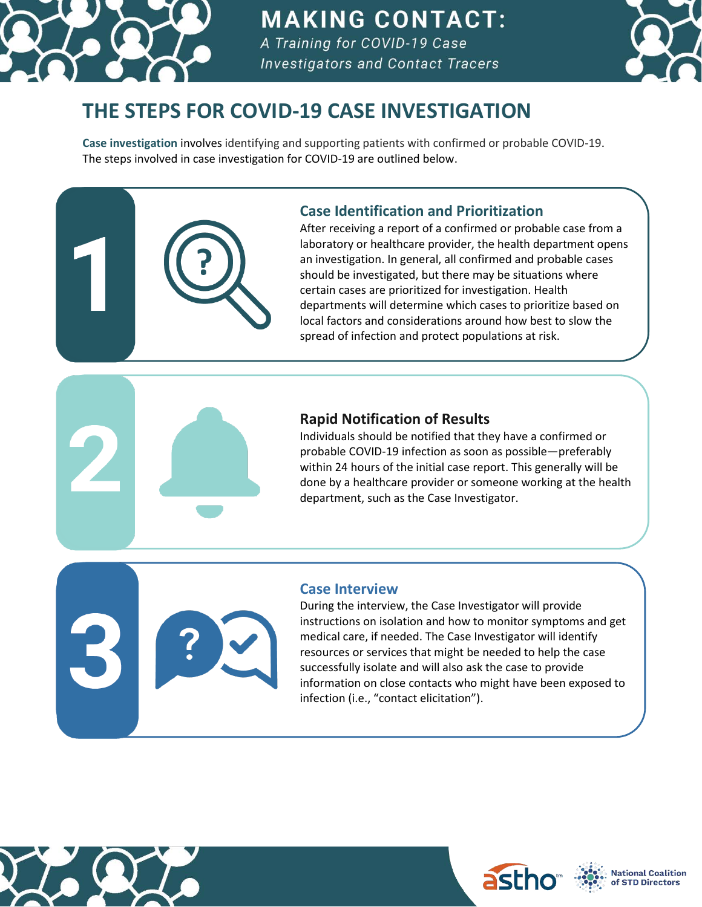# MAKING CONTACT:

*A Training for COVID-19 Case Investigators and Contact Tracers*

## THE STEPS FOR COVID-19 CASE INVESTIGATION

**Case investigation** involves identifying and supporting patients with confirmed or probable COVID-19. The steps involved in case investigation for COVID-19 are outlined below.

### 1 Case Identification and Prioritization

After receiving a report of a confirmed or probable case from a laboratory or healthcare provider, the health department opens an investigation. In general, all confirmed and probable cases should be investigated, but there may be situations where certain cases are prioritized for investigation. Health departments will determine which cases to prioritize based on local factors and considerations around how best to slow the spread of infection and protect populations at risk.

### 2 Rapid Notification of Results

Individuals should be notified that they have a confirmed or probable COVID-19 infection as soon as possible—preferably within 24 hours of the initial case report. This generally will be done by a healthcare provider or someone working at the health department, such as the Case Investigator.

### 3 Case Interview

During the interview, the Case Investigator will provide instructions on isolation and how to monitor symptoms and get medical care, if needed. The Case Investigator will identify resources or services that might be needed to help the case successfully isolate and will also ask the case to provide information on close contacts who might have been exposed to infection (i.e., "contact elicitation").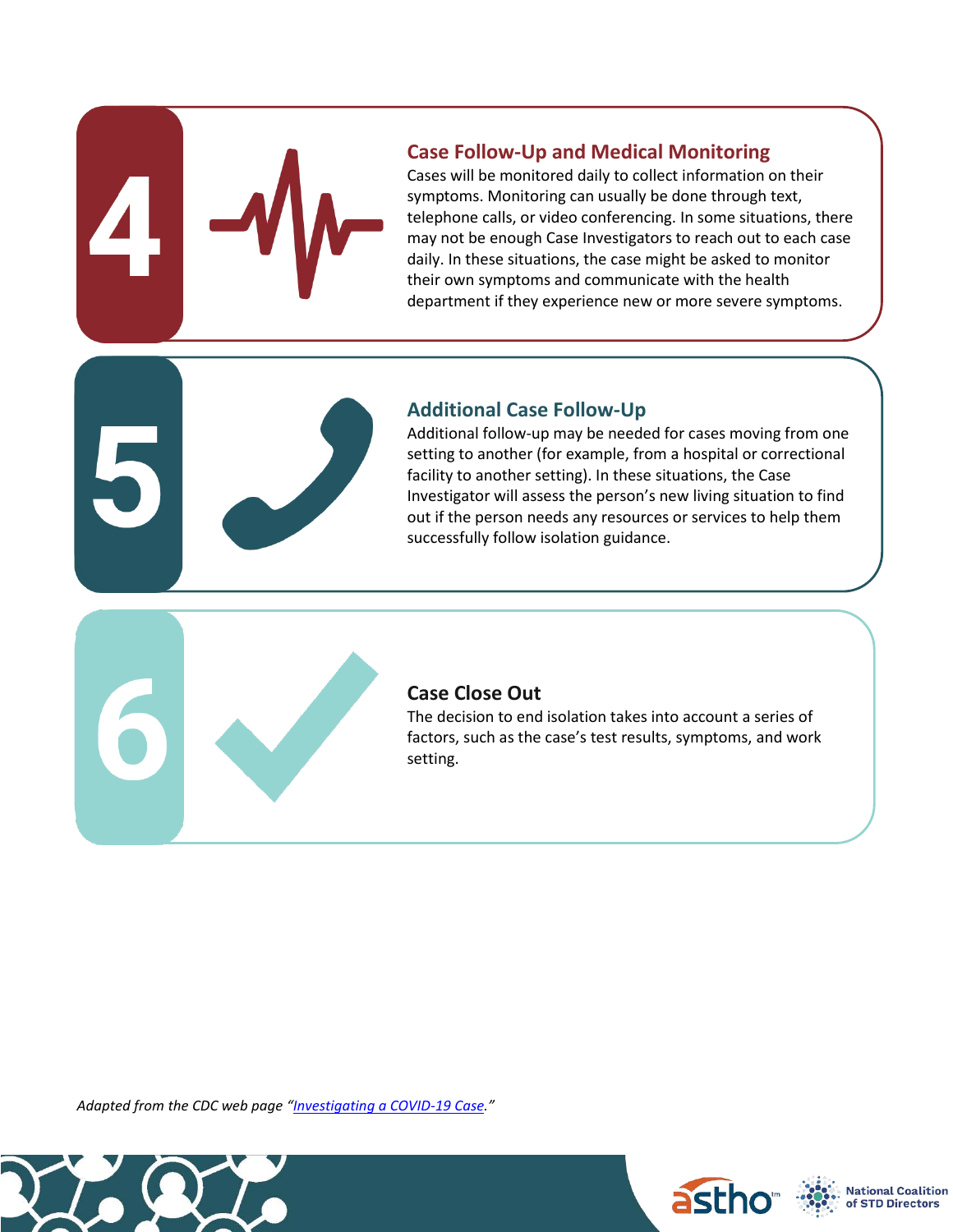## 4

### Case Follow-Up and Medical Monitoring

Cases will be monitored daily to collect information on their symptoms. Monitoring can usually be done through text, telephone calls, or video conferencing. In some situations, there may not be enough Case Investigators to reach out to each case daily. In these situations, the case might be asked to monitor their own symptoms and communicate with the health department if they experience new or more severe symptoms.

## 5

### Additional Case Follow-Up

Additional follow-up may be needed for cases moving from one setting to another (for example, from a hospital or correctional facility to another setting). In these situations, the Case Investigator will assess the person's new living situation to find out if the person needs any resources or services to help them successfully follow isolation guidance.

## 6

### Case Close Out

The decision to end isolation takes into account a series of factors, such as the case's test results, symptoms, and work setting.

*Adapted from the CDC web page "Investigating a COVID-19 Case."*

astho

National Coalition of STD Directors